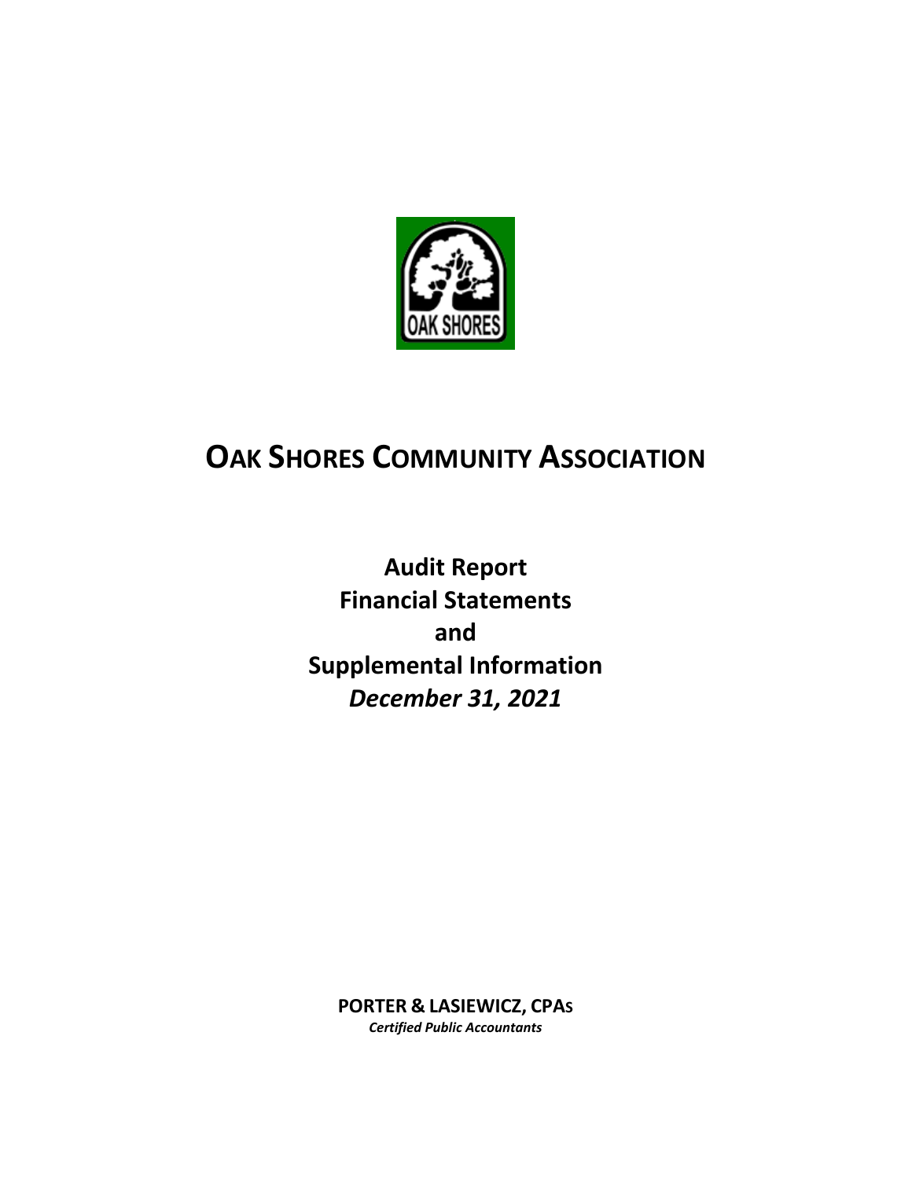# OAK SHORES COMMUNITY ASSOCIATION

**Audit Report**
**Financial Statements**
**and**
**Supplemental Information**
***December 31, 2021***

**PORTER & LASIEWICZ, CPAS**
***Certified Public Accountants***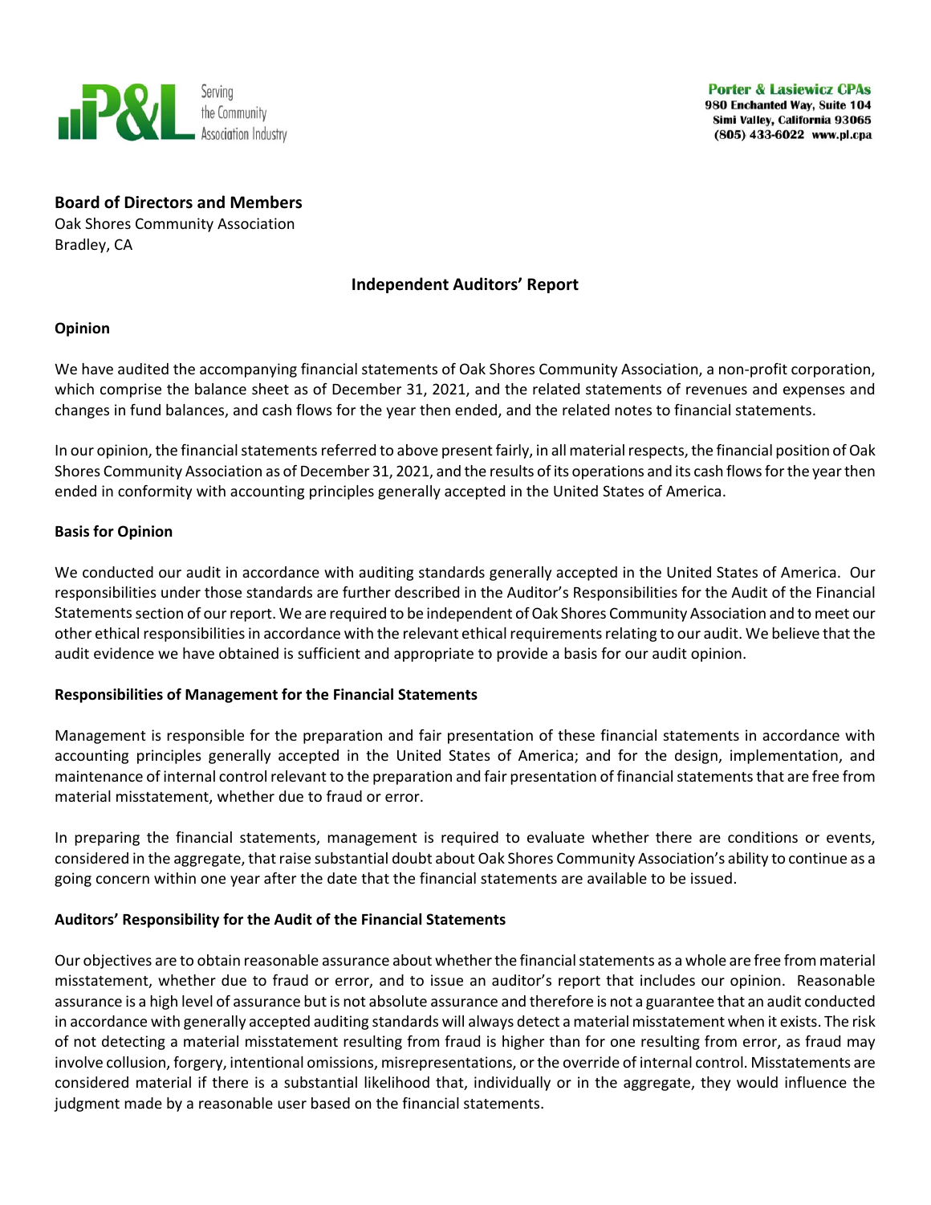Porter & Lasiewicz CPAs
980 Enchanted Way, Suite 104
Simi Valley, California 93065
(805) 433-6022 www.pl.cpa

**Board of Directors and Members**
Oak Shores Community Association
Bradley, CA

## Independent Auditors' Report

### Opinion

We have audited the accompanying financial statements of Oak Shores Community Association, a non-profit corporation, which comprise the balance sheet as of December 31, 2021, and the related statements of revenues and expenses and changes in fund balances, and cash flows for the year then ended, and the related notes to financial statements.

In our opinion, the financial statements referred to above present fairly, in all material respects, the financial position of Oak Shores Community Association as of December 31, 2021, and the results of its operations and its cash flows for the year then ended in conformity with accounting principles generally accepted in the United States of America.

### Basis for Opinion

We conducted our audit in accordance with auditing standards generally accepted in the United States of America. Our responsibilities under those standards are further described in the Auditor's Responsibilities for the Audit of the Financial Statements section of our report. We are required to be independent of Oak Shores Community Association and to meet our other ethical responsibilities in accordance with the relevant ethical requirements relating to our audit. We believe that the audit evidence we have obtained is sufficient and appropriate to provide a basis for our audit opinion.

### Responsibilities of Management for the Financial Statements

Management is responsible for the preparation and fair presentation of these financial statements in accordance with accounting principles generally accepted in the United States of America; and for the design, implementation, and maintenance of internal control relevant to the preparation and fair presentation of financial statements that are free from material misstatement, whether due to fraud or error.

In preparing the financial statements, management is required to evaluate whether there are conditions or events, considered in the aggregate, that raise substantial doubt about Oak Shores Community Association's ability to continue as a going concern within one year after the date that the financial statements are available to be issued.

### Auditors' Responsibility for the Audit of the Financial Statements

Our objectives are to obtain reasonable assurance about whether the financial statements as a whole are free from material misstatement, whether due to fraud or error, and to issue an auditor's report that includes our opinion. Reasonable assurance is a high level of assurance but is not absolute assurance and therefore is not a guarantee that an audit conducted in accordance with generally accepted auditing standards will always detect a material misstatement when it exists. The risk of not detecting a material misstatement resulting from fraud is higher than for one resulting from error, as fraud may involve collusion, forgery, intentional omissions, misrepresentations, or the override of internal control. Misstatements are considered material if there is a substantial likelihood that, individually or in the aggregate, they would influence the judgment made by a reasonable user based on the financial statements.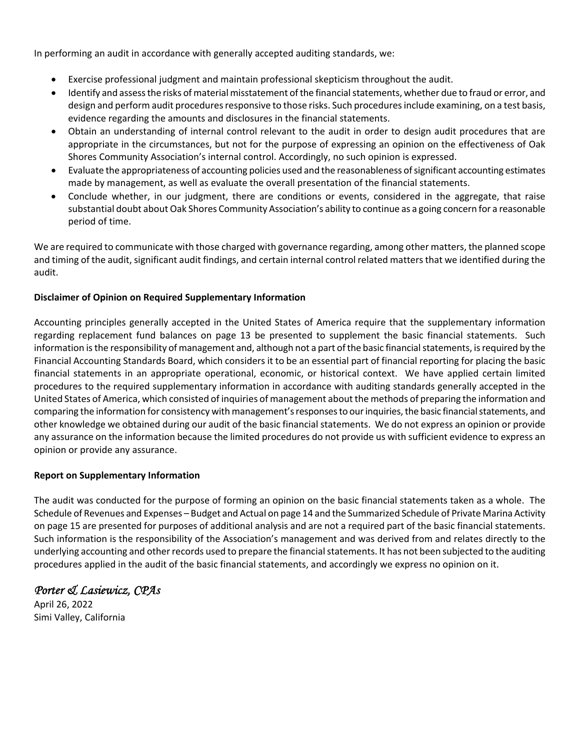In performing an audit in accordance with generally accepted auditing standards, we:

- Exercise professional judgment and maintain professional skepticism throughout the audit.
- Identify and assess the risks of material misstatement of the financial statements, whether due to fraud or error, and design and perform audit procedures responsive to those risks. Such procedures include examining, on a test basis, evidence regarding the amounts and disclosures in the financial statements.
- Obtain an understanding of internal control relevant to the audit in order to design audit procedures that are appropriate in the circumstances, but not for the purpose of expressing an opinion on the effectiveness of Oak Shores Community Association's internal control. Accordingly, no such opinion is expressed.
- Evaluate the appropriateness of accounting policies used and the reasonableness of significant accounting estimates made by management, as well as evaluate the overall presentation of the financial statements.
- Conclude whether, in our judgment, there are conditions or events, considered in the aggregate, that raise substantial doubt about Oak Shores Community Association's ability to continue as a going concern for a reasonable period of time.

We are required to communicate with those charged with governance regarding, among other matters, the planned scope and timing of the audit, significant audit findings, and certain internal control related matters that we identified during the audit.

**Disclaimer of Opinion on Required Supplementary Information**

Accounting principles generally accepted in the United States of America require that the supplementary information regarding replacement fund balances on page 13 be presented to supplement the basic financial statements. Such information is the responsibility of management and, although not a part of the basic financial statements, is required by the Financial Accounting Standards Board, which considers it to be an essential part of financial reporting for placing the basic financial statements in an appropriate operational, economic, or historical context. We have applied certain limited procedures to the required supplementary information in accordance with auditing standards generally accepted in the United States of America, which consisted of inquiries of management about the methods of preparing the information and comparing the information for consistency with management's responses to our inquiries, the basic financial statements, and other knowledge we obtained during our audit of the basic financial statements. We do not express an opinion or provide any assurance on the information because the limited procedures do not provide us with sufficient evidence to express an opinion or provide any assurance.

**Report on Supplementary Information**

The audit was conducted for the purpose of forming an opinion on the basic financial statements taken as a whole. The Schedule of Revenues and Expenses – Budget and Actual on page 14 and the Summarized Schedule of Private Marina Activity on page 15 are presented for purposes of additional analysis and are not a required part of the basic financial statements. Such information is the responsibility of the Association's management and was derived from and relates directly to the underlying accounting and other records used to prepare the financial statements. It has not been subjected to the auditing procedures applied in the audit of the basic financial statements, and accordingly we express no opinion on it.

*Porter & Lasiewicz, CPAs*
April 26, 2022
Simi Valley, California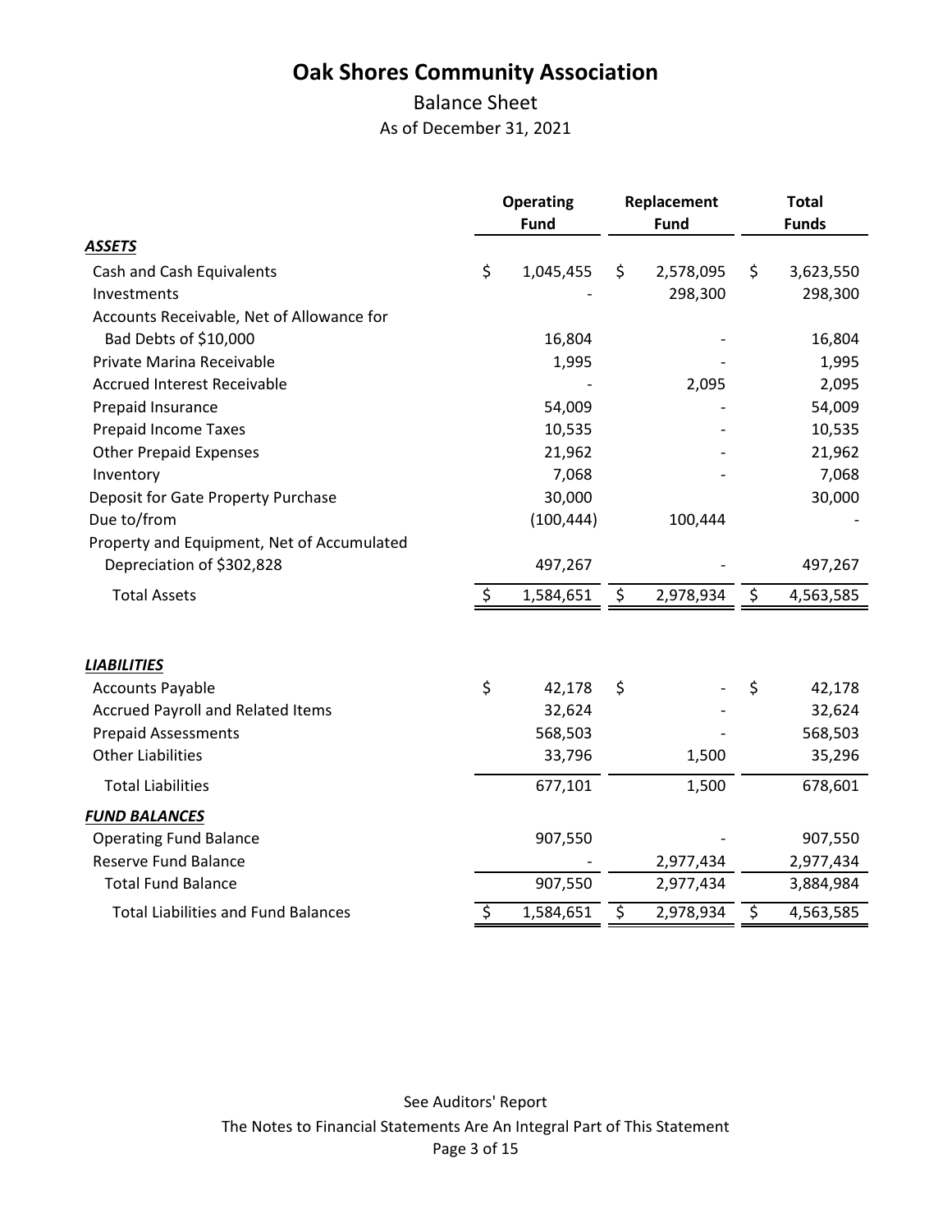# Oak Shores Community Association

## Balance Sheet

As of December 31, 2021

| | Operating Fund | Replacement Fund | Total Funds |
|---|---|---|---|
| ***ASSETS*** | | | |
| Cash and Cash Equivalents | $ 1,045,455 | $ 2,578,095 | $ 3,623,550 |
| Investments | - | 298,300 | 298,300 |
| Accounts Receivable, Net of Allowance for Bad Debts of $10,000 | 16,804 | - | 16,804 |
| Private Marina Receivable | 1,995 | - | 1,995 |
| Accrued Interest Receivable | - | 2,095 | 2,095 |
| Prepaid Insurance | 54,009 | - | 54,009 |
| Prepaid Income Taxes | 10,535 | - | 10,535 |
| Other Prepaid Expenses | 21,962 | - | 21,962 |
| Inventory | 7,068 | - | 7,068 |
| Deposit for Gate Property Purchase | 30,000 | | 30,000 |
| Due to/from | (100,444) | 100,444 | - |
| Property and Equipment, Net of Accumulated Depreciation of $302,828 | 497,267 | - | 497,267 |
| Total Assets | $ 1,584,651 | $ 2,978,934 | $ 4,563,585 |
| ***LIABILITIES*** | | | |
| Accounts Payable | $ 42,178 | $ - | $ 42,178 |
| Accrued Payroll and Related Items | 32,624 | - | 32,624 |
| Prepaid Assessments | 568,503 | - | 568,503 |
| Other Liabilities | 33,796 | 1,500 | 35,296 |
| Total Liabilities | 677,101 | 1,500 | 678,601 |
| ***FUND BALANCES*** | | | |
| Operating Fund Balance | 907,550 | - | 907,550 |
| Reserve Fund Balance | - | 2,977,434 | 2,977,434 |
| Total Fund Balance | 907,550 | 2,977,434 | 3,884,984 |
| Total Liabilities and Fund Balances | $ 1,584,651 | $ 2,978,934 | $ 4,563,585 |

See Auditors' Report

The Notes to Financial Statements Are An Integral Part of This Statement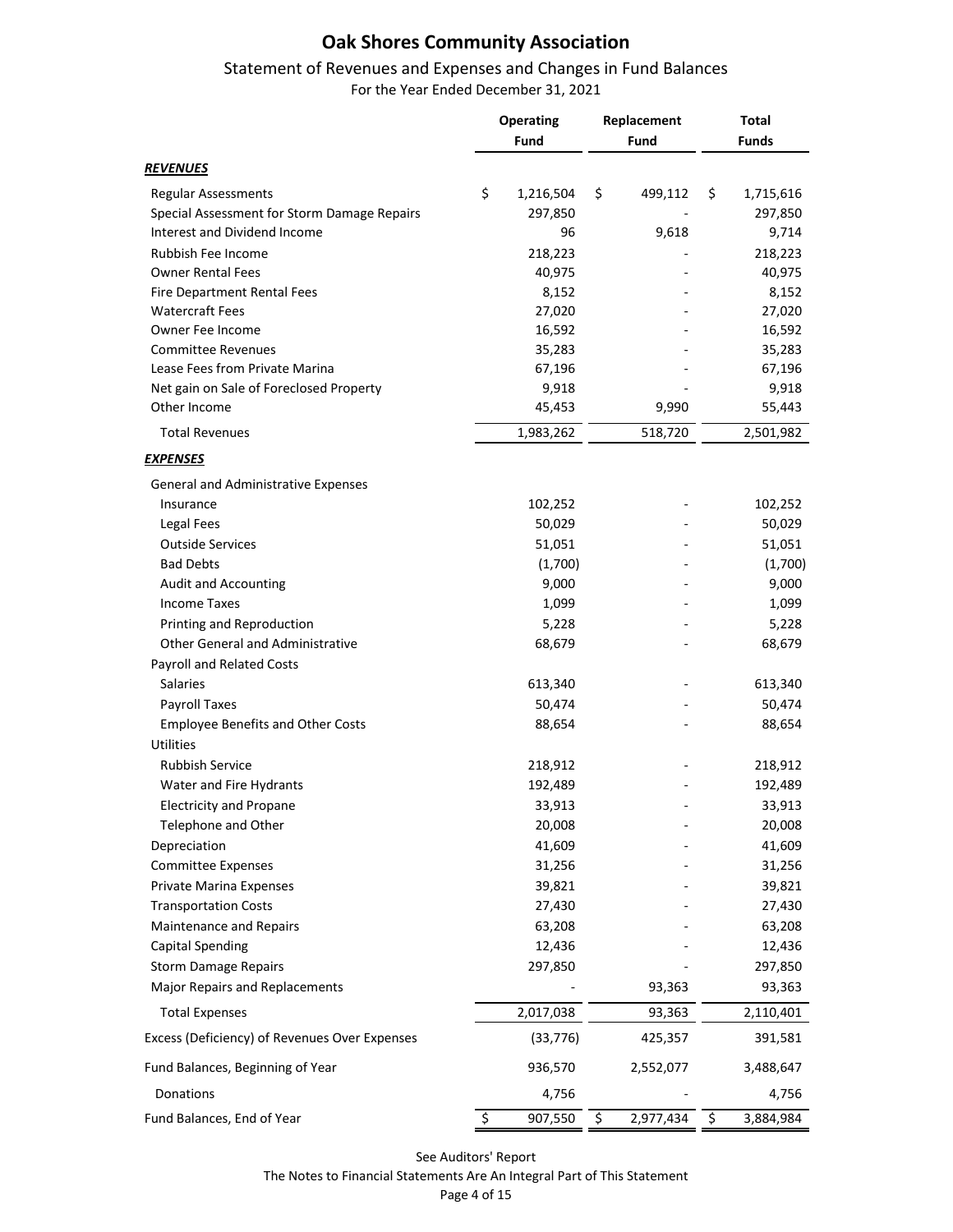# Oak Shores Community Association

## Statement of Revenues and Expenses and Changes in Fund Balances

For the Year Ended December 31, 2021

| | Operating Fund | Replacement Fund | Total Funds |
|---|---|---|---|
| ***REVENUES*** | | | |
| Regular Assessments | $ 1,216,504 | $ 499,112 | $ 1,715,616 |
| Special Assessment for Storm Damage Repairs | 297,850 | - | 297,850 |
| Interest and Dividend Income | 96 | 9,618 | 9,714 |
| Rubbish Fee Income | 218,223 | - | 218,223 |
| Owner Rental Fees | 40,975 | - | 40,975 |
| Fire Department Rental Fees | 8,152 | - | 8,152 |
| Watercraft Fees | 27,020 | - | 27,020 |
| Owner Fee Income | 16,592 | - | 16,592 |
| Committee Revenues | 35,283 | - | 35,283 |
| Lease Fees from Private Marina | 67,196 | - | 67,196 |
| Net gain on Sale of Foreclosed Property | 9,918 | - | 9,918 |
| Other Income | 45,453 | 9,990 | 55,443 |
| Total Revenues | 1,983,262 | 518,720 | 2,501,982 |
| ***EXPENSES*** | | | |
| General and Administrative Expenses | | | |
| Insurance | 102,252 | - | 102,252 |
| Legal Fees | 50,029 | - | 50,029 |
| Outside Services | 51,051 | - | 51,051 |
| Bad Debts | (1,700) | - | (1,700) |
| Audit and Accounting | 9,000 | - | 9,000 |
| Income Taxes | 1,099 | - | 1,099 |
| Printing and Reproduction | 5,228 | - | 5,228 |
| Other General and Administrative | 68,679 | - | 68,679 |
| Payroll and Related Costs | | | |
| Salaries | 613,340 | - | 613,340 |
| Payroll Taxes | 50,474 | - | 50,474 |
| Employee Benefits and Other Costs | 88,654 | - | 88,654 |
| Utilities | | | |
| Rubbish Service | 218,912 | - | 218,912 |
| Water and Fire Hydrants | 192,489 | - | 192,489 |
| Electricity and Propane | 33,913 | - | 33,913 |
| Telephone and Other | 20,008 | - | 20,008 |
| Depreciation | 41,609 | - | 41,609 |
| Committee Expenses | 31,256 | - | 31,256 |
| Private Marina Expenses | 39,821 | - | 39,821 |
| Transportation Costs | 27,430 | - | 27,430 |
| Maintenance and Repairs | 63,208 | - | 63,208 |
| Capital Spending | 12,436 | - | 12,436 |
| Storm Damage Repairs | 297,850 | - | 297,850 |
| Major Repairs and Replacements | - | 93,363 | 93,363 |
| Total Expenses | 2,017,038 | 93,363 | 2,110,401 |
| Excess (Deficiency) of Revenues Over Expenses | (33,776) | 425,357 | 391,581 |
| Fund Balances, Beginning of Year | 936,570 | 2,552,077 | 3,488,647 |
| Donations | 4,756 | - | 4,756 |
| Fund Balances, End of Year | $ 907,550 | $ 2,977,434 | $ 3,884,984 |

See Auditors' Report

The Notes to Financial Statements Are An Integral Part of This Statement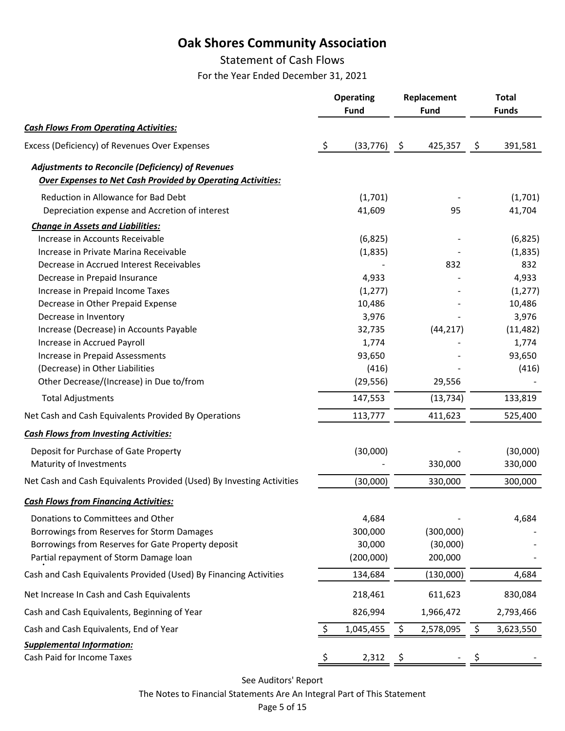# Oak Shores Community Association

## Statement of Cash Flows

For the Year Ended December 31, 2021

| | Operating Fund | Replacement Fund | Total Funds |
|---|---|---|---|
| ***Cash Flows From Operating Activities:*** | | | |
| Excess (Deficiency) of Revenues Over Expenses | $ (33,776) | $ 425,357 | $ 391,581 |
| ***Adjustments to Reconcile (Deficiency) of Revenues Over Expenses to Net Cash Provided by Operating Activities:*** | | | |
| Reduction in Allowance for Bad Debt | (1,701) | - | (1,701) |
| Depreciation expense and Accretion of interest | 41,609 | 95 | 41,704 |
| ***Change in Assets and Liabilities:*** | | | |
| Increase in Accounts Receivable | (6,825) | - | (6,825) |
| Increase in Private Marina Receivable | (1,835) | - | (1,835) |
| Decrease in Accrued Interest Receivables | - | 832 | 832 |
| Decrease in Prepaid Insurance | 4,933 | - | 4,933 |
| Increase in Prepaid Income Taxes | (1,277) | - | (1,277) |
| Decrease in Other Prepaid Expense | 10,486 | - | 10,486 |
| Decrease in Inventory | 3,976 | - | 3,976 |
| Increase (Decrease) in Accounts Payable | 32,735 | (44,217) | (11,482) |
| Increase in Accrued Payroll | 1,774 | - | 1,774 |
| Increase in Prepaid Assessments | 93,650 | - | 93,650 |
| (Decrease) in Other Liabilities | (416) | - | (416) |
| Other Decrease/(Increase) in Due to/from | (29,556) | 29,556 | - |
| Total Adjustments | 147,553 | (13,734) | 133,819 |
| Net Cash and Cash Equivalents Provided By Operations | 113,777 | 411,623 | 525,400 |
| ***Cash Flows from Investing Activities:*** | | | |
| Deposit for Purchase of Gate Property | (30,000) | - | (30,000) |
| Maturity of Investments | - | 330,000 | 330,000 |
| Net Cash and Cash Equivalents Provided (Used) By Investing Activities | (30,000) | 330,000 | 300,000 |
| ***Cash Flows from Financing Activities:*** | | | |
| Donations to Committees and Other | 4,684 | - | 4,684 |
| Borrowings from Reserves for Storm Damages | 300,000 | (300,000) | - |
| Borrowings from Reserves for Gate Property deposit | 30,000 | (30,000) | - |
| Partial repayment of Storm Damage loan | (200,000) | 200,000 | - |
| Cash and Cash Equivalents Provided (Used) By Financing Activities | 134,684 | (130,000) | 4,684 |
| Net Increase In Cash and Cash Equivalents | 218,461 | 611,623 | 830,084 |
| Cash and Cash Equivalents, Beginning of Year | 826,994 | 1,966,472 | 2,793,466 |
| Cash and Cash Equivalents, End of Year | $ 1,045,455 | $ 2,578,095 | $ 3,623,550 |
| ***Supplemental Information:*** | | | |
| Cash Paid for Income Taxes | $ 2,312 | $ - | $ - |

See Auditors' Report

The Notes to Financial Statements Are An Integral Part of This Statement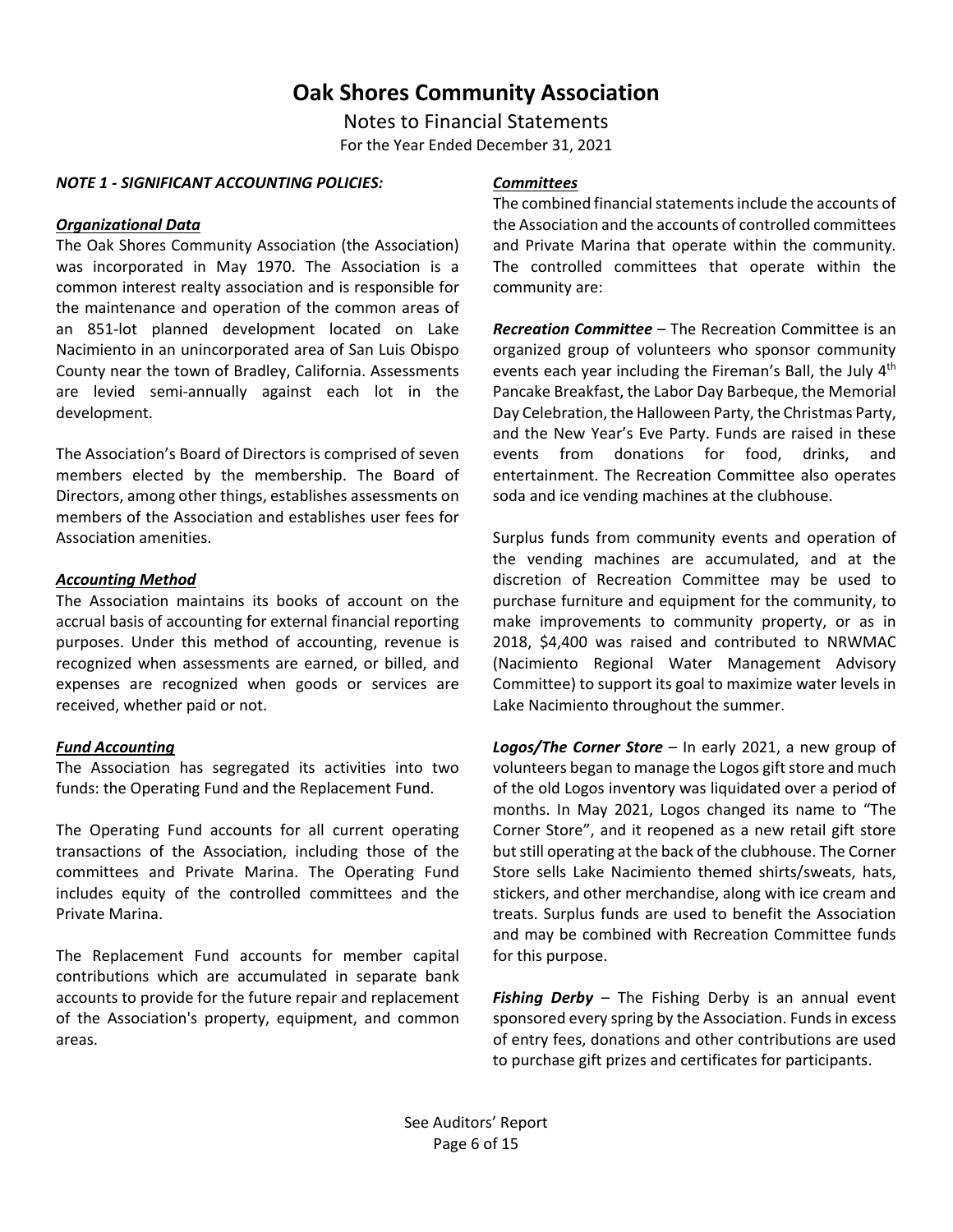# Oak Shores Community Association

Notes to Financial Statements

For the Year Ended December 31, 2021

***NOTE 1 - SIGNIFICANT ACCOUNTING POLICIES:***

***Organizational Data***

The Oak Shores Community Association (the Association) was incorporated in May 1970. The Association is a common interest realty association and is responsible for the maintenance and operation of the common areas of an 851-lot planned development located on Lake Nacimiento in an unincorporated area of San Luis Obispo County near the town of Bradley, California. Assessments are levied semi-annually against each lot in the development.

The Association's Board of Directors is comprised of seven members elected by the membership. The Board of Directors, among other things, establishes assessments on members of the Association and establishes user fees for Association amenities.

***Accounting Method***

The Association maintains its books of account on the accrual basis of accounting for external financial reporting purposes. Under this method of accounting, revenue is recognized when assessments are earned, or billed, and expenses are recognized when goods or services are received, whether paid or not.

***Fund Accounting***

The Association has segregated its activities into two funds: the Operating Fund and the Replacement Fund.

The Operating Fund accounts for all current operating transactions of the Association, including those of the committees and Private Marina. The Operating Fund includes equity of the controlled committees and the Private Marina.

The Replacement Fund accounts for member capital contributions which are accumulated in separate bank accounts to provide for the future repair and replacement of the Association's property, equipment, and common areas.

***Committees***

The combined financial statements include the accounts of the Association and the accounts of controlled committees and Private Marina that operate within the community. The controlled committees that operate within the community are:

***Recreation Committee*** – The Recreation Committee is an organized group of volunteers who sponsor community events each year including the Fireman's Ball, the July 4th Pancake Breakfast, the Labor Day Barbeque, the Memorial Day Celebration, the Halloween Party, the Christmas Party, and the New Year's Eve Party. Funds are raised in these events from donations for food, drinks, and entertainment. The Recreation Committee also operates soda and ice vending machines at the clubhouse.

Surplus funds from community events and operation of the vending machines are accumulated, and at the discretion of Recreation Committee may be used to purchase furniture and equipment for the community, to make improvements to community property, or as in 2018, $4,400 was raised and contributed to NRWMAC (Nacimiento Regional Water Management Advisory Committee) to support its goal to maximize water levels in Lake Nacimiento throughout the summer.

***Logos/The Corner Store*** – In early 2021, a new group of volunteers began to manage the Logos gift store and much of the old Logos inventory was liquidated over a period of months. In May 2021, Logos changed its name to "The Corner Store", and it reopened as a new retail gift store but still operating at the back of the clubhouse. The Corner Store sells Lake Nacimiento themed shirts/sweats, hats, stickers, and other merchandise, along with ice cream and treats. Surplus funds are used to benefit the Association and may be combined with Recreation Committee funds for this purpose.

***Fishing Derby*** – The Fishing Derby is an annual event sponsored every spring by the Association. Funds in excess of entry fees, donations and other contributions are used to purchase gift prizes and certificates for participants.

See Auditors' Report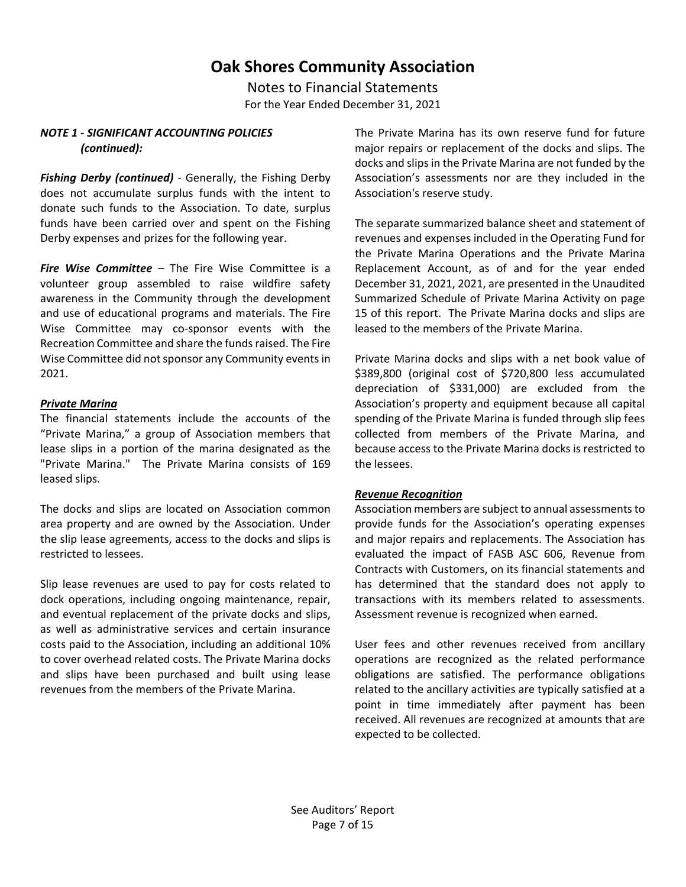# Oak Shores Community Association

Notes to Financial Statements

For the Year Ended December 31, 2021

***NOTE 1 - SIGNIFICANT ACCOUNTING POLICIES (continued):***

***Fishing Derby (continued)*** - Generally, the Fishing Derby does not accumulate surplus funds with the intent to donate such funds to the Association. To date, surplus funds have been carried over and spent on the Fishing Derby expenses and prizes for the following year.

***Fire Wise Committee*** – The Fire Wise Committee is a volunteer group assembled to raise wildfire safety awareness in the Community through the development and use of educational programs and materials. The Fire Wise Committee may co-sponsor events with the Recreation Committee and share the funds raised. The Fire Wise Committee did not sponsor any Community events in 2021.

***Private Marina***

The financial statements include the accounts of the "Private Marina," a group of Association members that lease slips in a portion of the marina designated as the "Private Marina." The Private Marina consists of 169 leased slips.

The docks and slips are located on Association common area property and are owned by the Association. Under the slip lease agreements, access to the docks and slips is restricted to lessees.

Slip lease revenues are used to pay for costs related to dock operations, including ongoing maintenance, repair, and eventual replacement of the private docks and slips, as well as administrative services and certain insurance costs paid to the Association, including an additional 10% to cover overhead related costs. The Private Marina docks and slips have been purchased and built using lease revenues from the members of the Private Marina.

The Private Marina has its own reserve fund for future major repairs or replacement of the docks and slips. The docks and slips in the Private Marina are not funded by the Association's assessments nor are they included in the Association's reserve study.

The separate summarized balance sheet and statement of revenues and expenses included in the Operating Fund for the Private Marina Operations and the Private Marina Replacement Account, as of and for the year ended December 31, 2021, 2021, are presented in the Unaudited Summarized Schedule of Private Marina Activity on page 15 of this report. The Private Marina docks and slips are leased to the members of the Private Marina.

Private Marina docks and slips with a net book value of $389,800 (original cost of $720,800 less accumulated depreciation of $331,000) are excluded from the Association's property and equipment because all capital spending of the Private Marina is funded through slip fees collected from members of the Private Marina, and because access to the Private Marina docks is restricted to the lessees.

***Revenue Recognition***

Association members are subject to annual assessments to provide funds for the Association's operating expenses and major repairs and replacements. The Association has evaluated the impact of FASB ASC 606, Revenue from Contracts with Customers, on its financial statements and has determined that the standard does not apply to transactions with its members related to assessments. Assessment revenue is recognized when earned.

User fees and other revenues received from ancillary operations are recognized as the related performance obligations are satisfied. The performance obligations related to the ancillary activities are typically satisfied at a point in time immediately after payment has been received. All revenues are recognized at amounts that are expected to be collected.

See Auditors' Report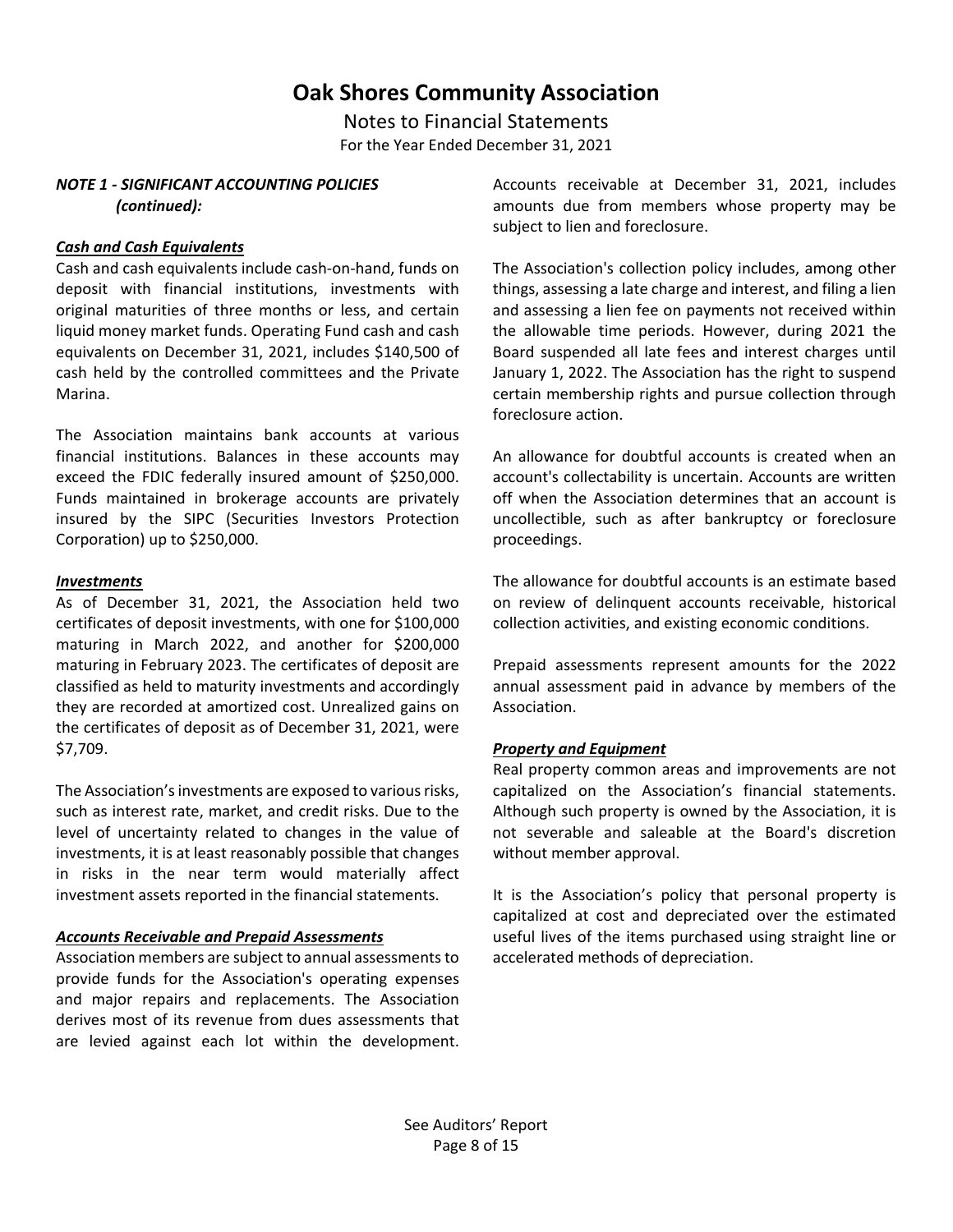# Oak Shores Community Association

Notes to Financial Statements

For the Year Ended December 31, 2021

***NOTE 1 - SIGNIFICANT ACCOUNTING POLICIES (continued):***

***Cash and Cash Equivalents***

Cash and cash equivalents include cash-on-hand, funds on deposit with financial institutions, investments with original maturities of three months or less, and certain liquid money market funds. Operating Fund cash and cash equivalents on December 31, 2021, includes $140,500 of cash held by the controlled committees and the Private Marina.

The Association maintains bank accounts at various financial institutions. Balances in these accounts may exceed the FDIC federally insured amount of $250,000. Funds maintained in brokerage accounts are privately insured by the SIPC (Securities Investors Protection Corporation) up to $250,000.

***Investments***

As of December 31, 2021, the Association held two certificates of deposit investments, with one for $100,000 maturing in March 2022, and another for $200,000 maturing in February 2023. The certificates of deposit are classified as held to maturity investments and accordingly they are recorded at amortized cost. Unrealized gains on the certificates of deposit as of December 31, 2021, were $7,709.

The Association's investments are exposed to various risks, such as interest rate, market, and credit risks. Due to the level of uncertainty related to changes in the value of investments, it is at least reasonably possible that changes in risks in the near term would materially affect investment assets reported in the financial statements.

***Accounts Receivable and Prepaid Assessments***

Association members are subject to annual assessments to provide funds for the Association's operating expenses and major repairs and replacements. The Association derives most of its revenue from dues assessments that are levied against each lot within the development. Accounts receivable at December 31, 2021, includes amounts due from members whose property may be subject to lien and foreclosure.

The Association's collection policy includes, among other things, assessing a late charge and interest, and filing a lien and assessing a lien fee on payments not received within the allowable time periods. However, during 2021 the Board suspended all late fees and interest charges until January 1, 2022. The Association has the right to suspend certain membership rights and pursue collection through foreclosure action.

An allowance for doubtful accounts is created when an account's collectability is uncertain. Accounts are written off when the Association determines that an account is uncollectible, such as after bankruptcy or foreclosure proceedings.

The allowance for doubtful accounts is an estimate based on review of delinquent accounts receivable, historical collection activities, and existing economic conditions.

Prepaid assessments represent amounts for the 2022 annual assessment paid in advance by members of the Association.

***Property and Equipment***

Real property common areas and improvements are not capitalized on the Association's financial statements. Although such property is owned by the Association, it is not severable and saleable at the Board's discretion without member approval.

It is the Association's policy that personal property is capitalized at cost and depreciated over the estimated useful lives of the items purchased using straight line or accelerated methods of depreciation.

See Auditors' Report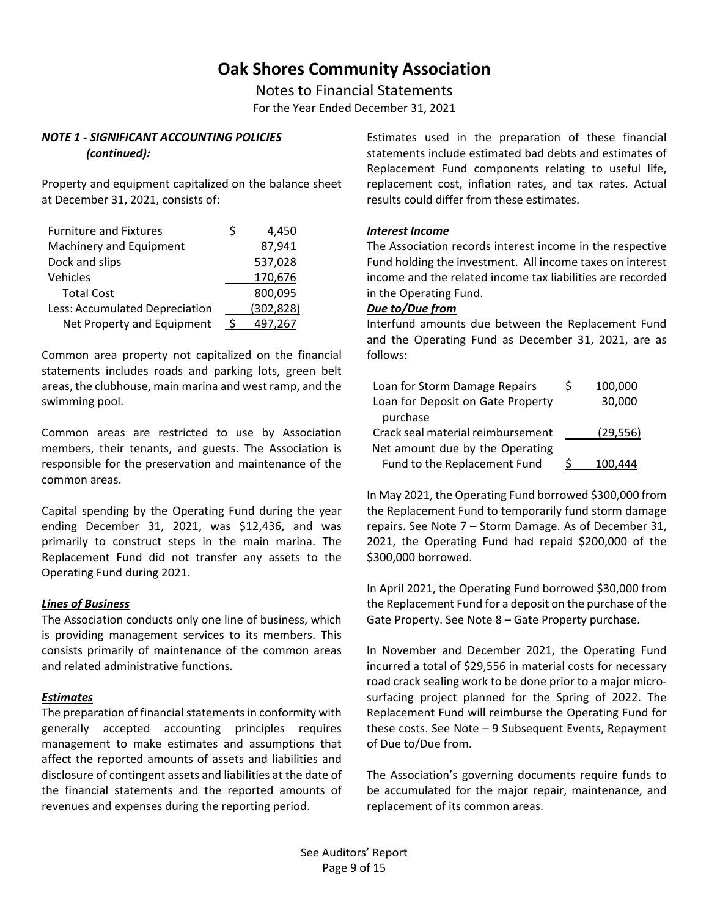# Oak Shores Community Association

Notes to Financial Statements

For the Year Ended December 31, 2021

***NOTE 1 - SIGNIFICANT ACCOUNTING POLICIES (continued):***

Property and equipment capitalized on the balance sheet at December 31, 2021, consists of:

| | | |
|---|---|---|
| Furniture and Fixtures | $ | 4,450 |
| Machinery and Equipment | | 87,941 |
| Dock and slips | | 537,028 |
| Vehicles | | 170,676 |
| Total Cost | | 800,095 |
| Less: Accumulated Depreciation | | (302,828) |
| Net Property and Equipment | $ | 497,267 |

Common area property not capitalized on the financial statements includes roads and parking lots, green belt areas, the clubhouse, main marina and west ramp, and the swimming pool.

Common areas are restricted to use by Association members, their tenants, and guests. The Association is responsible for the preservation and maintenance of the common areas.

Capital spending by the Operating Fund during the year ending December 31, 2021, was $12,436, and was primarily to construct steps in the main marina. The Replacement Fund did not transfer any assets to the Operating Fund during 2021.

***Lines of Business***

The Association conducts only one line of business, which is providing management services to its members. This consists primarily of maintenance of the common areas and related administrative functions.

***Estimates***

The preparation of financial statements in conformity with generally accepted accounting principles requires management to make estimates and assumptions that affect the reported amounts of assets and liabilities and disclosure of contingent assets and liabilities at the date of the financial statements and the reported amounts of revenues and expenses during the reporting period.

Estimates used in the preparation of these financial statements include estimated bad debts and estimates of Replacement Fund components relating to useful life, replacement cost, inflation rates, and tax rates. Actual results could differ from these estimates.

***Interest Income***

The Association records interest income in the respective Fund holding the investment. All income taxes on interest income and the related income tax liabilities are recorded in the Operating Fund.

***Due to/Due from***

Interfund amounts due between the Replacement Fund and the Operating Fund as December 31, 2021, are as follows:

| | | |
|---|---|---|
| Loan for Storm Damage Repairs | $ | 100,000 |
| Loan for Deposit on Gate Property purchase | | 30,000 |
| Crack seal material reimbursement | | (29,556) |
| Net amount due by the Operating Fund to the Replacement Fund | $ | 100,444 |

In May 2021, the Operating Fund borrowed $300,000 from the Replacement Fund to temporarily fund storm damage repairs. See Note 7 – Storm Damage. As of December 31, 2021, the Operating Fund had repaid $200,000 of the $300,000 borrowed.

In April 2021, the Operating Fund borrowed $30,000 from the Replacement Fund for a deposit on the purchase of the Gate Property. See Note 8 – Gate Property purchase.

In November and December 2021, the Operating Fund incurred a total of $29,556 in material costs for necessary road crack sealing work to be done prior to a major micro-surfacing project planned for the Spring of 2022. The Replacement Fund will reimburse the Operating Fund for these costs. See Note – 9 Subsequent Events, Repayment of Due to/Due from.

The Association's governing documents require funds to be accumulated for the major repair, maintenance, and replacement of its common areas.

See Auditors' Report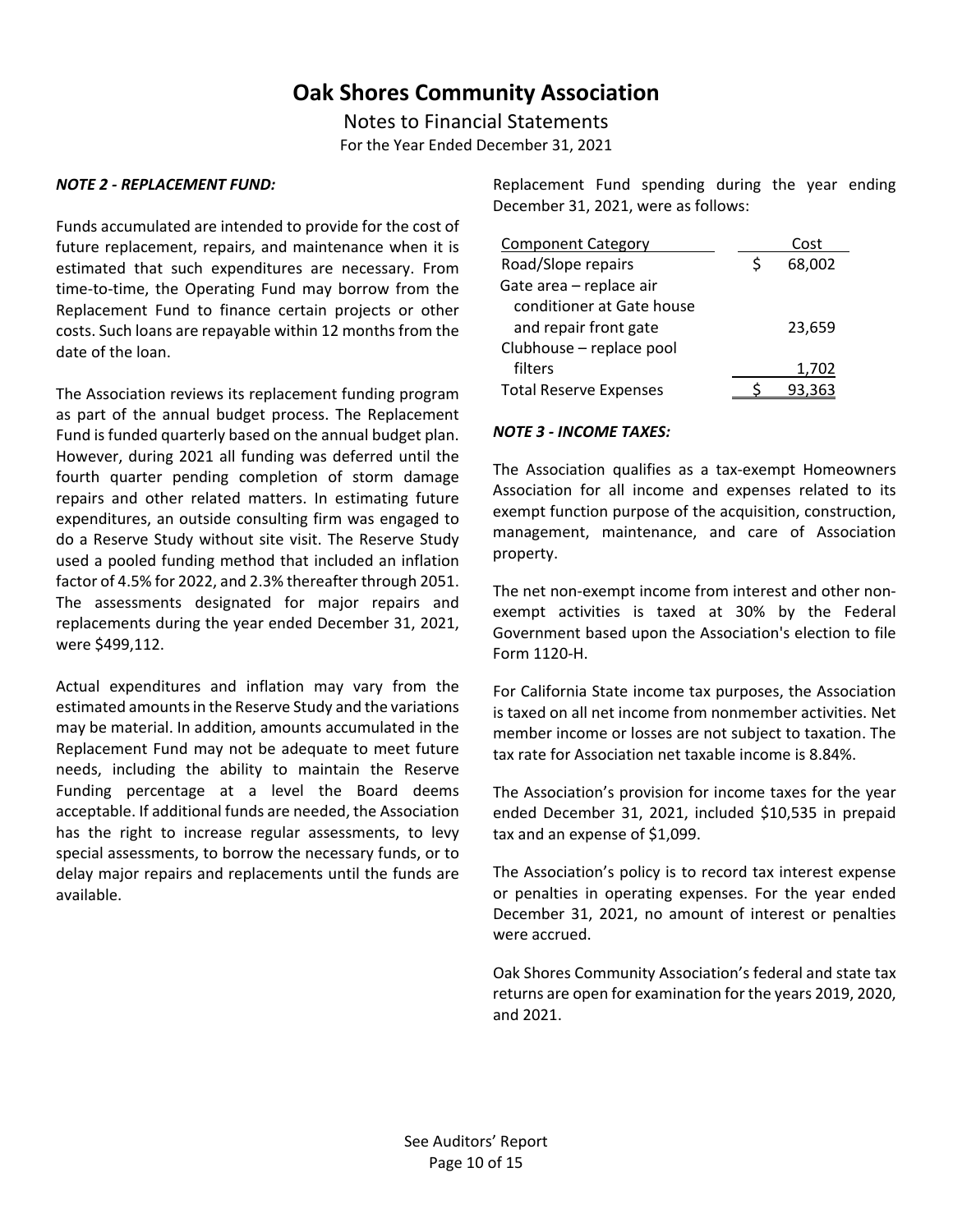# Oak Shores Community Association

Notes to Financial Statements

For the Year Ended December 31, 2021

***NOTE 2 - REPLACEMENT FUND:***

Funds accumulated are intended to provide for the cost of future replacement, repairs, and maintenance when it is estimated that such expenditures are necessary. From time-to-time, the Operating Fund may borrow from the Replacement Fund to finance certain projects or other costs. Such loans are repayable within 12 months from the date of the loan.

The Association reviews its replacement funding program as part of the annual budget process. The Replacement Fund is funded quarterly based on the annual budget plan. However, during 2021 all funding was deferred until the fourth quarter pending completion of storm damage repairs and other related matters. In estimating future expenditures, an outside consulting firm was engaged to do a Reserve Study without site visit. The Reserve Study used a pooled funding method that included an inflation factor of 4.5% for 2022, and 2.3% thereafter through 2051. The assessments designated for major repairs and replacements during the year ended December 31, 2021, were $499,112.

Actual expenditures and inflation may vary from the estimated amounts in the Reserve Study and the variations may be material. In addition, amounts accumulated in the Replacement Fund may not be adequate to meet future needs, including the ability to maintain the Reserve Funding percentage at a level the Board deems acceptable. If additional funds are needed, the Association has the right to increase regular assessments, to levy special assessments, to borrow the necessary funds, or to delay major repairs and replacements until the funds are available.

Replacement Fund spending during the year ending December 31, 2021, were as follows:

| Component Category | Cost |
|---|---|
| Road/Slope repairs | $ 68,002 |
| Gate area – replace air conditioner at Gate house and repair front gate | 23,659 |
| Clubhouse – replace pool filters | 1,702 |
| Total Reserve Expenses | $ 93,363 |

***NOTE 3 - INCOME TAXES:***

The Association qualifies as a tax-exempt Homeowners Association for all income and expenses related to its exempt function purpose of the acquisition, construction, management, maintenance, and care of Association property.

The net non-exempt income from interest and other non-exempt activities is taxed at 30% by the Federal Government based upon the Association's election to file Form 1120-H.

For California State income tax purposes, the Association is taxed on all net income from nonmember activities. Net member income or losses are not subject to taxation. The tax rate for Association net taxable income is 8.84%.

The Association's provision for income taxes for the year ended December 31, 2021, included $10,535 in prepaid tax and an expense of $1,099.

The Association's policy is to record tax interest expense or penalties in operating expenses. For the year ended December 31, 2021, no amount of interest or penalties were accrued.

Oak Shores Community Association's federal and state tax returns are open for examination for the years 2019, 2020, and 2021.

See Auditors' Report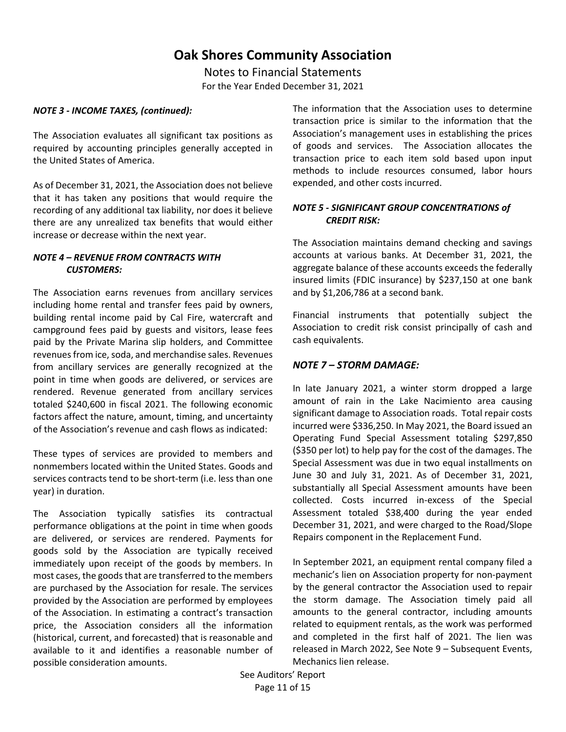# Oak Shores Community Association

Notes to Financial Statements

For the Year Ended December 31, 2021

***NOTE 3 - INCOME TAXES, (continued):***

The Association evaluates all significant tax positions as required by accounting principles generally accepted in the United States of America.

As of December 31, 2021, the Association does not believe that it has taken any positions that would require the recording of any additional tax liability, nor does it believe there are any unrealized tax benefits that would either increase or decrease within the next year.

***NOTE 4 – REVENUE FROM CONTRACTS WITH CUSTOMERS:***

The Association earns revenues from ancillary services including home rental and transfer fees paid by owners, building rental income paid by Cal Fire, watercraft and campground fees paid by guests and visitors, lease fees paid by the Private Marina slip holders, and Committee revenues from ice, soda, and merchandise sales. Revenues from ancillary services are generally recognized at the point in time when goods are delivered, or services are rendered. Revenue generated from ancillary services totaled $240,600 in fiscal 2021. The following economic factors affect the nature, amount, timing, and uncertainty of the Association's revenue and cash flows as indicated:

These types of services are provided to members and nonmembers located within the United States. Goods and services contracts tend to be short-term (i.e. less than one year) in duration.

The Association typically satisfies its contractual performance obligations at the point in time when goods are delivered, or services are rendered. Payments for goods sold by the Association are typically received immediately upon receipt of the goods by members. In most cases, the goods that are transferred to the members are purchased by the Association for resale. The services provided by the Association are performed by employees of the Association. In estimating a contract's transaction price, the Association considers all the information (historical, current, and forecasted) that is reasonable and available to it and identifies a reasonable number of possible consideration amounts.

The information that the Association uses to determine transaction price is similar to the information that the Association's management uses in establishing the prices of goods and services. The Association allocates the transaction price to each item sold based upon input methods to include resources consumed, labor hours expended, and other costs incurred.

***NOTE 5 - SIGNIFICANT GROUP CONCENTRATIONS of CREDIT RISK:***

The Association maintains demand checking and savings accounts at various banks. At December 31, 2021, the aggregate balance of these accounts exceeds the federally insured limits (FDIC insurance) by $237,150 at one bank and by $1,206,786 at a second bank.

Financial instruments that potentially subject the Association to credit risk consist principally of cash and cash equivalents.

***NOTE 7 – STORM DAMAGE:***

In late January 2021, a winter storm dropped a large amount of rain in the Lake Nacimiento area causing significant damage to Association roads. Total repair costs incurred were $336,250. In May 2021, the Board issued an Operating Fund Special Assessment totaling $297,850 ($350 per lot) to help pay for the cost of the damages. The Special Assessment was due in two equal installments on June 30 and July 31, 2021. As of December 31, 2021, substantially all Special Assessment amounts have been collected. Costs incurred in-excess of the Special Assessment totaled $38,400 during the year ended December 31, 2021, and were charged to the Road/Slope Repairs component in the Replacement Fund.

In September 2021, an equipment rental company filed a mechanic's lien on Association property for non-payment by the general contractor the Association used to repair the storm damage. The Association timely paid all amounts to the general contractor, including amounts related to equipment rentals, as the work was performed and completed in the first half of 2021. The lien was released in March 2022, See Note 9 – Subsequent Events, Mechanics lien release.

See Auditors' Report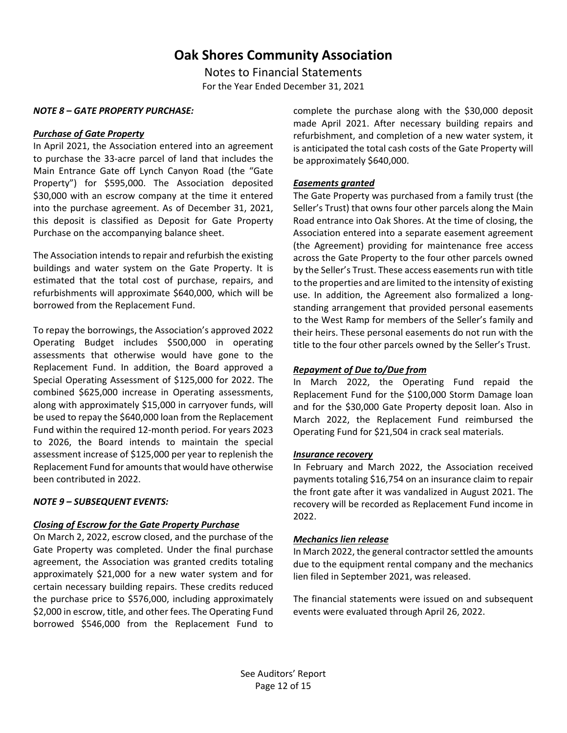# Oak Shores Community Association

Notes to Financial Statements

For the Year Ended December 31, 2021

***NOTE 8 – GATE PROPERTY PURCHASE:***

***Purchase of Gate Property***

In April 2021, the Association entered into an agreement to purchase the 33-acre parcel of land that includes the Main Entrance Gate off Lynch Canyon Road (the "Gate Property") for $595,000. The Association deposited $30,000 with an escrow company at the time it entered into the purchase agreement. As of December 31, 2021, this deposit is classified as Deposit for Gate Property Purchase on the accompanying balance sheet.

The Association intends to repair and refurbish the existing buildings and water system on the Gate Property. It is estimated that the total cost of purchase, repairs, and refurbishments will approximate $640,000, which will be borrowed from the Replacement Fund.

To repay the borrowings, the Association's approved 2022 Operating Budget includes $500,000 in operating assessments that otherwise would have gone to the Replacement Fund. In addition, the Board approved a Special Operating Assessment of $125,000 for 2022. The combined $625,000 increase in Operating assessments, along with approximately $15,000 in carryover funds, will be used to repay the $640,000 loan from the Replacement Fund within the required 12-month period. For years 2023 to 2026, the Board intends to maintain the special assessment increase of $125,000 per year to replenish the Replacement Fund for amounts that would have otherwise been contributed in 2022.

***NOTE 9 – SUBSEQUENT EVENTS:***

***Closing of Escrow for the Gate Property Purchase***

On March 2, 2022, escrow closed, and the purchase of the Gate Property was completed. Under the final purchase agreement, the Association was granted credits totaling approximately $21,000 for a new water system and for certain necessary building repairs. These credits reduced the purchase price to $576,000, including approximately $2,000 in escrow, title, and other fees. The Operating Fund borrowed $546,000 from the Replacement Fund to complete the purchase along with the $30,000 deposit made April 2021. After necessary building repairs and refurbishment, and completion of a new water system, it is anticipated the total cash costs of the Gate Property will be approximately $640,000.

***Easements granted***

The Gate Property was purchased from a family trust (the Seller's Trust) that owns four other parcels along the Main Road entrance into Oak Shores. At the time of closing, the Association entered into a separate easement agreement (the Agreement) providing for maintenance free access across the Gate Property to the four other parcels owned by the Seller's Trust. These access easements run with title to the properties and are limited to the intensity of existing use. In addition, the Agreement also formalized a long-standing arrangement that provided personal easements to the West Ramp for members of the Seller's family and their heirs. These personal easements do not run with the title to the four other parcels owned by the Seller's Trust.

***Repayment of Due to/Due from***

In March 2022, the Operating Fund repaid the Replacement Fund for the $100,000 Storm Damage loan and for the $30,000 Gate Property deposit loan. Also in March 2022, the Replacement Fund reimbursed the Operating Fund for $21,504 in crack seal materials.

***Insurance recovery***

In February and March 2022, the Association received payments totaling $16,754 on an insurance claim to repair the front gate after it was vandalized in August 2021. The recovery will be recorded as Replacement Fund income in 2022.

***Mechanics lien release***

In March 2022, the general contractor settled the amounts due to the equipment rental company and the mechanics lien filed in September 2021, was released.

The financial statements were issued on and subsequent events were evaluated through April 26, 2022.

See Auditors' Report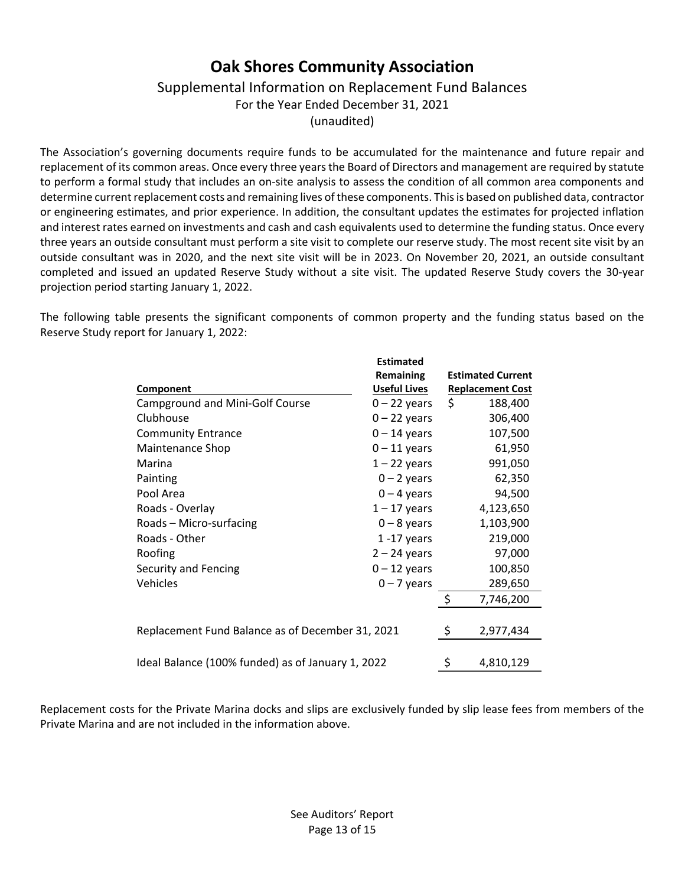# Oak Shores Community Association

## Supplemental Information on Replacement Fund Balances

For the Year Ended December 31, 2021

(unaudited)

The Association's governing documents require funds to be accumulated for the maintenance and future repair and replacement of its common areas. Once every three years the Board of Directors and management are required by statute to perform a formal study that includes an on-site analysis to assess the condition of all common area components and determine current replacement costs and remaining lives of these components. This is based on published data, contractor or engineering estimates, and prior experience. In addition, the consultant updates the estimates for projected inflation and interest rates earned on investments and cash and cash equivalents used to determine the funding status. Once every three years an outside consultant must perform a site visit to complete our reserve study. The most recent site visit by an outside consultant was in 2020, and the next site visit will be in 2023. On November 20, 2021, an outside consultant completed and issued an updated Reserve Study without a site visit. The updated Reserve Study covers the 30-year projection period starting January 1, 2022.

The following table presents the significant components of common property and the funding status based on the Reserve Study report for January 1, 2022:

| Component | Estimated Remaining Useful Lives | Estimated Current Replacement Cost |
|---|---|---|
| Campground and Mini-Golf Course | 0 – 22 years | $ 188,400 |
| Clubhouse | 0 – 22 years | 306,400 |
| Community Entrance | 0 – 14 years | 107,500 |
| Maintenance Shop | 0 – 11 years | 61,950 |
| Marina | 1 – 22 years | 991,050 |
| Painting | 0 – 2 years | 62,350 |
| Pool Area | 0 – 4 years | 94,500 |
| Roads - Overlay | 1 – 17 years | 4,123,650 |
| Roads – Micro-surfacing | 0 – 8 years | 1,103,900 |
| Roads - Other | 1 -17 years | 219,000 |
| Roofing | 2 – 24 years | 97,000 |
| Security and Fencing | 0 – 12 years | 100,850 |
| Vehicles | 0 – 7 years | 289,650 |
| | | $ 7,746,200 |
| Replacement Fund Balance as of December 31, 2021 | | $ 2,977,434 |
| Ideal Balance (100% funded) as of January 1, 2022 | | $ 4,810,129 |

Replacement costs for the Private Marina docks and slips are exclusively funded by slip lease fees from members of the Private Marina and are not included in the information above.

See Auditors' Report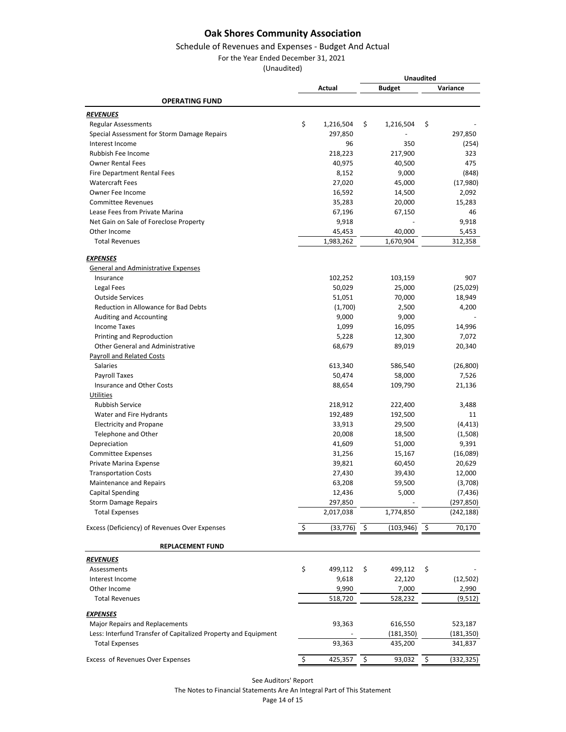# Oak Shores Community Association

Schedule of Revenues and Expenses - Budget And Actual

For the Year Ended December 31, 2021

(Unaudited)

| | Actual | Budget (Unaudited) | Variance (Unaudited) |
|---|---|---|---|
| **OPERATING FUND** | | | |
| ***REVENUES*** | | | |
| Regular Assessments | $ 1,216,504 | $ 1,216,504 | $ - |
| Special Assessment for Storm Damage Repairs | 297,850 | - | 297,850 |
| Interest Income | 96 | 350 | (254) |
| Rubbish Fee Income | 218,223 | 217,900 | 323 |
| Owner Rental Fees | 40,975 | 40,500 | 475 |
| Fire Department Rental Fees | 8,152 | 9,000 | (848) |
| Watercraft Fees | 27,020 | 45,000 | (17,980) |
| Owner Fee Income | 16,592 | 14,500 | 2,092 |
| Committee Revenues | 35,283 | 20,000 | 15,283 |
| Lease Fees from Private Marina | 67,196 | 67,150 | 46 |
| Net Gain on Sale of Foreclose Property | 9,918 | - | 9,918 |
| Other Income | 45,453 | 40,000 | 5,453 |
| Total Revenues | 1,983,262 | 1,670,904 | 312,358 |
| ***EXPENSES*** | | | |
| General and Administrative Expenses | | | |
| Insurance | 102,252 | 103,159 | 907 |
| Legal Fees | 50,029 | 25,000 | (25,029) |
| Outside Services | 51,051 | 70,000 | 18,949 |
| Reduction in Allowance for Bad Debts | (1,700) | 2,500 | 4,200 |
| Auditing and Accounting | 9,000 | 9,000 | - |
| Income Taxes | 1,099 | 16,095 | 14,996 |
| Printing and Reproduction | 5,228 | 12,300 | 7,072 |
| Other General and Administrative | 68,679 | 89,019 | 20,340 |
| Payroll and Related Costs | | | |
| Salaries | 613,340 | 586,540 | (26,800) |
| Payroll Taxes | 50,474 | 58,000 | 7,526 |
| Insurance and Other Costs | 88,654 | 109,790 | 21,136 |
| Utilities | | | |
| Rubbish Service | 218,912 | 222,400 | 3,488 |
| Water and Fire Hydrants | 192,489 | 192,500 | 11 |
| Electricity and Propane | 33,913 | 29,500 | (4,413) |
| Telephone and Other | 20,008 | 18,500 | (1,508) |
| Depreciation | 41,609 | 51,000 | 9,391 |
| Committee Expenses | 31,256 | 15,167 | (16,089) |
| Private Marina Expense | 39,821 | 60,450 | 20,629 |
| Transportation Costs | 27,430 | 39,430 | 12,000 |
| Maintenance and Repairs | 63,208 | 59,500 | (3,708) |
| Capital Spending | 12,436 | 5,000 | (7,436) |
| Storm Damage Repairs | 297,850 | - | (297,850) |
| Total Expenses | 2,017,038 | 1,774,850 | (242,188) |
| Excess (Deficiency) of Revenues Over Expenses | $ (33,776) | $ (103,946) | $ 70,170 |
| **REPLACEMENT FUND** | | | |
| ***REVENUES*** | | | |
| Assessments | $ 499,112 | $ 499,112 | $ - |
| Interest Income | 9,618 | 22,120 | (12,502) |
| Other Income | 9,990 | 7,000 | 2,990 |
| Total Revenues | 518,720 | 528,232 | (9,512) |
| ***EXPENSES*** | | | |
| Major Repairs and Replacements | 93,363 | 616,550 | 523,187 |
| Less: Interfund Transfer of Capitalized Property and Equipment | - | (181,350) | (181,350) |
| Total Expenses | 93,363 | 435,200 | 341,837 |
| Excess of Revenues Over Expenses | $ 425,357 | $ 93,032 | $ (332,325) |

See Auditors' Report

The Notes to Financial Statements Are An Integral Part of This Statement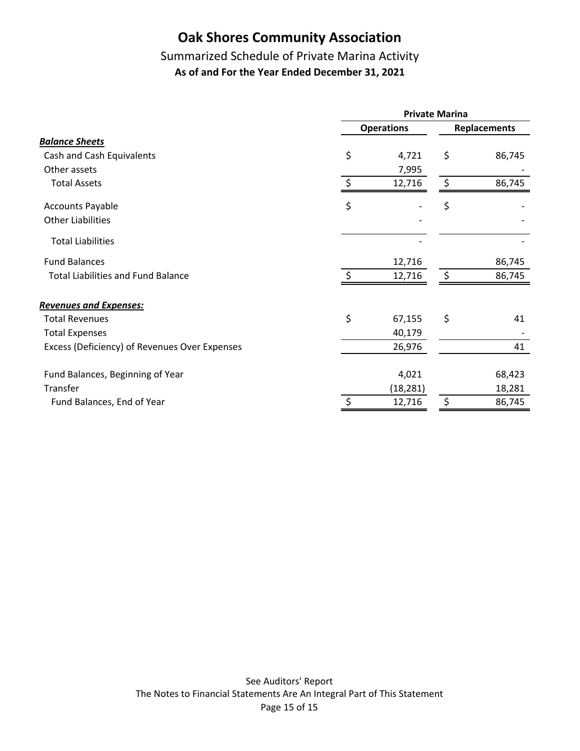# Oak Shores Community Association

## Summarized Schedule of Private Marina Activity

**As of and For the Year Ended December 31, 2021**

| | Private Marina | |
|---|---|---|
| | **Operations** | **Replacements** |
| ***Balance Sheets*** | | |
| Cash and Cash Equivalents | $ 4,721 | $ 86,745 |
| Other assets | 7,995 | - |
| Total Assets | $ 12,716 | $ 86,745 |
| Accounts Payable | $ - | $ - |
| Other Liabilities | - | - |
| Total Liabilities | - | - |
| Fund Balances | 12,716 | 86,745 |
| Total Liabilities and Fund Balance | $ 12,716 | $ 86,745 |
| ***Revenues and Expenses:*** | | |
| Total Revenues | $ 67,155 | $ 41 |
| Total Expenses | 40,179 | - |
| Excess (Deficiency) of Revenues Over Expenses | 26,976 | 41 |
| Fund Balances, Beginning of Year | 4,021 | 68,423 |
| Transfer | (18,281) | 18,281 |
| Fund Balances, End of Year | $ 12,716 | $ 86,745 |

See Auditors' Report
The Notes to Financial Statements Are An Integral Part of This Statement